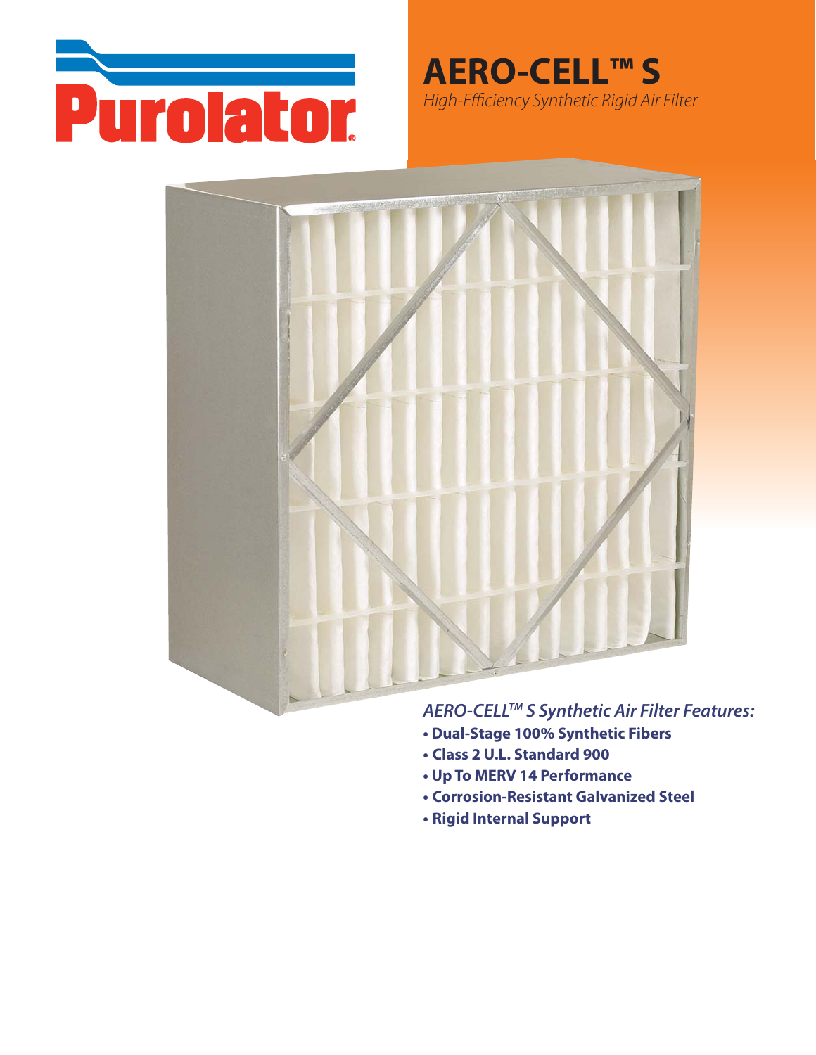Purolator

# AERO-CELL™ S

*High-Efficiency Synthetic Rigid Air Filter*

*AERO-CELL™ S Synthetic Air Filter Features:*

- **Dual-Stage 100% Synthetic Fibers**
- **Class 2 U.L. Standard 900**
- **Up To MERV 14 Performance**
- **Corrosion-Resistant Galvanized Steel**
- **Rigid Internal Support**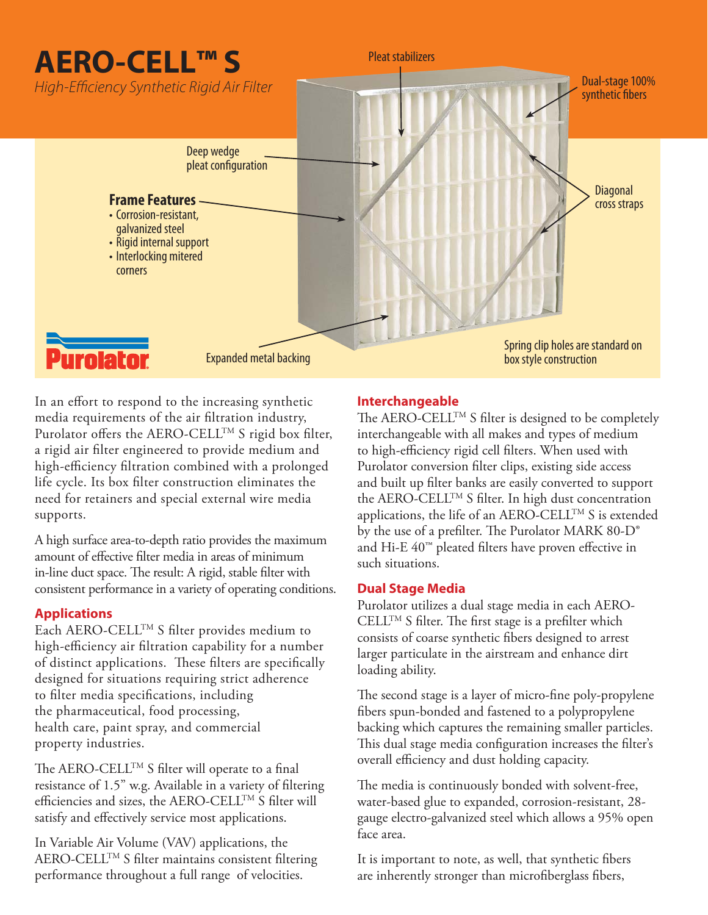# AERO-CELL™ S

*High-Efficiency Synthetic Rigid Air Filter*

Pleat stabilizers

Dual-stage 100% synthetic fibers

Deep wedge pleat configuration

Diagonal cross straps

**Frame Features**

- Corrosion-resistant, galvanized steel
- Rigid internal support
- Interlocking mitered corners

Expanded metal backing

Spring clip holes are standard on box style construction

Purolator

In an effort to respond to the increasing synthetic media requirements of the air filtration industry, Purolator offers the AERO-CELL™ S rigid box filter, a rigid air filter engineered to provide medium and high-efficiency filtration combined with a prolonged life cycle. Its box filter construction eliminates the need for retainers and special external wire media supports.

A high surface area-to-depth ratio provides the maximum amount of effective filter media in areas of minimum in-line duct space. The result: A rigid, stable filter with consistent performance in a variety of operating conditions.

## Applications

Each AERO-CELL™ S filter provides medium to high-efficiency air filtration capability for a number of distinct applications. These filters are specifically designed for situations requiring strict adherence to filter media specifications, including the pharmaceutical, food processing, health care, paint spray, and commercial property industries.

The AERO-CELL™ S filter will operate to a final resistance of 1.5" w.g. Available in a variety of filtering efficiencies and sizes, the AERO-CELL™ S filter will satisfy and effectively service most applications.

In Variable Air Volume (VAV) applications, the AERO-CELL™ S filter maintains consistent filtering performance throughout a full range of velocities.

## Interchangeable

The AERO-CELL™ S filter is designed to be completely interchangeable with all makes and types of medium to high-efficiency rigid cell filters. When used with Purolator conversion filter clips, existing side access and built up filter banks are easily converted to support the AERO-CELL™ S filter. In high dust concentration applications, the life of an AERO-CELL™ S is extended by the use of a prefilter. The Purolator MARK 80-D® and Hi-E 40™ pleated filters have proven effective in such situations.

## Dual Stage Media

Purolator utilizes a dual stage media in each AERO-CELL™ S filter. The first stage is a prefilter which consists of coarse synthetic fibers designed to arrest larger particulate in the airstream and enhance dirt loading ability.

The second stage is a layer of micro-fine poly-propylene fibers spun-bonded and fastened to a polypropylene backing which captures the remaining smaller particles. This dual stage media configuration increases the filter's overall efficiency and dust holding capacity.

The media is continuously bonded with solvent-free, water-based glue to expanded, corrosion-resistant, 28-gauge electro-galvanized steel which allows a 95% open face area.

It is important to note, as well, that synthetic fibers are inherently stronger than microfiberglass fibers,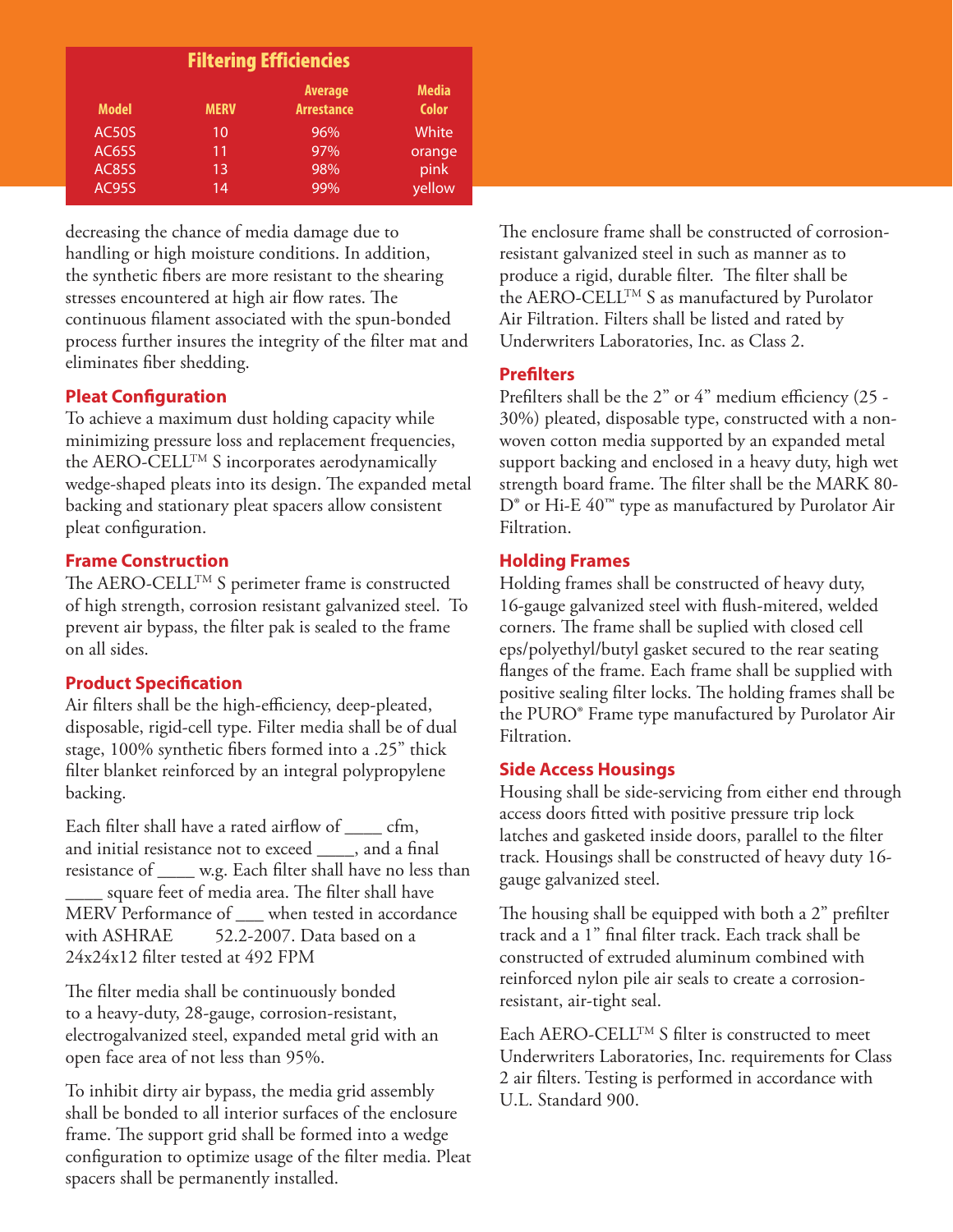## Filtering Efficiencies

| Model | MERV | Average Arrestance | Media Color |
|---|---|---|---|
| AC50S | 10 | 96% | White |
| AC65S | 11 | 97% | orange |
| AC85S | 13 | 98% | pink |
| AC95S | 14 | 99% | yellow |

decreasing the chance of media damage due to handling or high moisture conditions. In addition, the synthetic fibers are more resistant to the shearing stresses encountered at high air flow rates. The continuous filament associated with the spun-bonded process further insures the integrity of the filter mat and eliminates fiber shedding.

### Pleat Configuration

To achieve a maximum dust holding capacity while minimizing pressure loss and replacement frequencies, the AERO-CELL™ S incorporates aerodynamically wedge-shaped pleats into its design. The expanded metal backing and stationary pleat spacers allow consistent pleat configuration.

### Frame Construction

The AERO-CELL™ S perimeter frame is constructed of high strength, corrosion resistant galvanized steel. To prevent air bypass, the filter pak is sealed to the frame on all sides.

### Product Specification

Air filters shall be the high-efficiency, deep-pleated, disposable, rigid-cell type. Filter media shall be of dual stage, 100% synthetic fibers formed into a .25" thick filter blanket reinforced by an integral polypropylene backing.

Each filter shall have a rated airflow of ____ cfm, and initial resistance not to exceed ____, and a final resistance of ____ w.g. Each filter shall have no less than ____ square feet of media area. The filter shall have MERV Performance of ___ when tested in accordance with ASHRAE 52.2-2007. Data based on a 24x24x12 filter tested at 492 FPM

The filter media shall be continuously bonded to a heavy-duty, 28-gauge, corrosion-resistant, electrogalvanized steel, expanded metal grid with an open face area of not less than 95%.

To inhibit dirty air bypass, the media grid assembly shall be bonded to all interior surfaces of the enclosure frame. The support grid shall be formed into a wedge configuration to optimize usage of the filter media. Pleat spacers shall be permanently installed.

The enclosure frame shall be constructed of corrosion-resistant galvanized steel in such as manner as to produce a rigid, durable filter. The filter shall be the AERO-CELL™ S as manufactured by Purolator Air Filtration. Filters shall be listed and rated by Underwriters Laboratories, Inc. as Class 2.

### Prefilters

Prefilters shall be the 2" or 4" medium efficiency (25 - 30%) pleated, disposable type, constructed with a non-woven cotton media supported by an expanded metal support backing and enclosed in a heavy duty, high wet strength board frame. The filter shall be the MARK 80-D® or Hi-E 40™ type as manufactured by Purolator Air Filtration.

### Holding Frames

Holding frames shall be constructed of heavy duty, 16-gauge galvanized steel with flush-mitered, welded corners. The frame shall be suplied with closed cell eps/polyethyl/butyl gasket secured to the rear seating flanges of the frame. Each frame shall be supplied with positive sealing filter locks. The holding frames shall be the PURO® Frame type manufactured by Purolator Air Filtration.

### Side Access Housings

Housing shall be side-servicing from either end through access doors fitted with positive pressure trip lock latches and gasketed inside doors, parallel to the filter track. Housings shall be constructed of heavy duty 16-gauge galvanized steel.

The housing shall be equipped with both a 2" prefilter track and a 1" final filter track. Each track shall be constructed of extruded aluminum combined with reinforced nylon pile air seals to create a corrosion-resistant, air-tight seal.

Each AERO-CELL™ S filter is constructed to meet Underwriters Laboratories, Inc. requirements for Class 2 air filters. Testing is performed in accordance with U.L. Standard 900.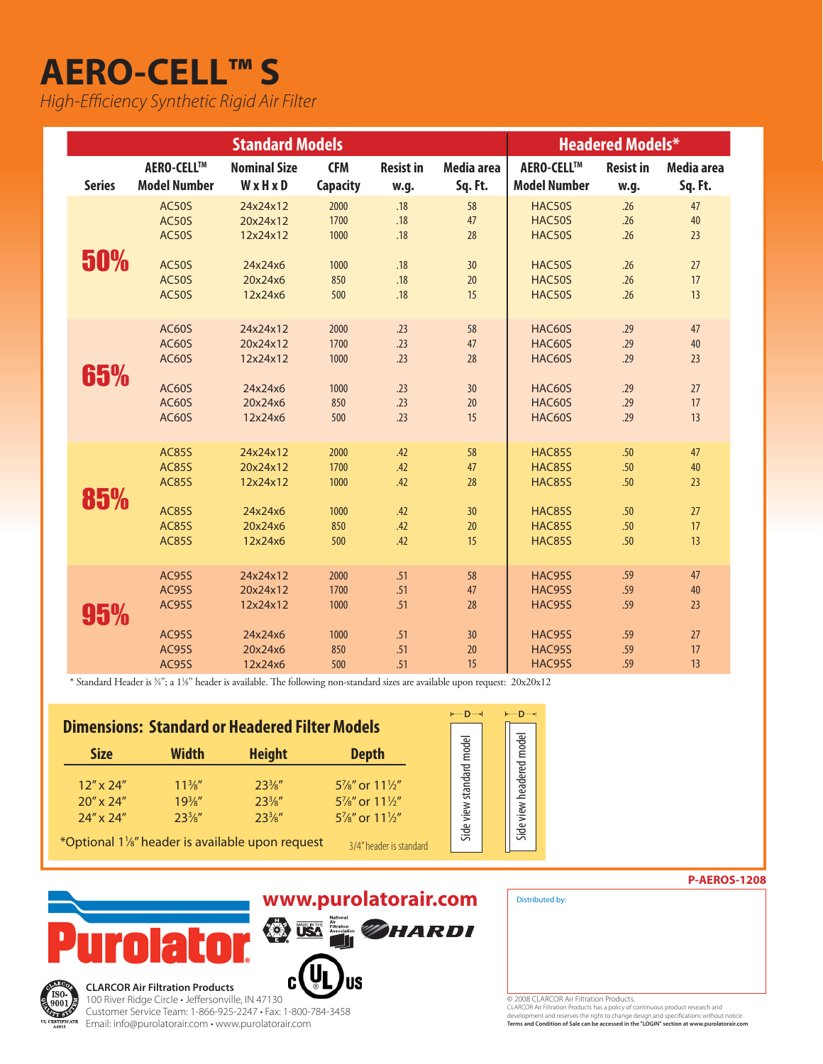# AERO-CELL™ S

*High-Efficiency Synthetic Rigid Air Filter*

| | Standard Models | | | | | Headered Models* | | |
|---|---|---|---|---|---|---|---|---|
| Series | AERO-CELL™ Model Number | Nominal Size W x H x D | CFM Capacity | Resist in w.g. | Media area Sq. Ft. | AERO-CELL™ Model Number | Resist in w.g. | Media area Sq. Ft. |
| 50% | AC50S | 24x24x12 | 2000 | .18 | 58 | HAC50S | .26 | 47 |
| | AC50S | 20x24x12 | 1700 | .18 | 47 | HAC50S | .26 | 40 |
| | AC50S | 12x24x12 | 1000 | .18 | 28 | HAC50S | .26 | 23 |
| | AC50S | 24x24x6 | 1000 | .18 | 30 | HAC50S | .26 | 27 |
| | AC50S | 20x24x6 | 850 | .18 | 20 | HAC50S | .26 | 17 |
| | AC50S | 12x24x6 | 500 | .18 | 15 | HAC50S | .26 | 13 |
| 65% | AC60S | 24x24x12 | 2000 | .23 | 58 | HAC60S | .29 | 47 |
| | AC60S | 20x24x12 | 1700 | .23 | 47 | HAC60S | .29 | 40 |
| | AC60S | 12x24x12 | 1000 | .23 | 28 | HAC60S | .29 | 23 |
| | AC60S | 24x24x6 | 1000 | .23 | 30 | HAC60S | .29 | 27 |
| | AC60S | 20x24x6 | 850 | .23 | 20 | HAC60S | .29 | 17 |
| | AC60S | 12x24x6 | 500 | .23 | 15 | HAC60S | .29 | 13 |
| 85% | AC85S | 24x24x12 | 2000 | .42 | 58 | HAC85S | .50 | 47 |
| | AC85S | 20x24x12 | 1700 | .42 | 47 | HAC85S | .50 | 40 |
| | AC85S | 12x24x12 | 1000 | .42 | 28 | HAC85S | .50 | 23 |
| | AC85S | 24x24x6 | 1000 | .42 | 30 | HAC85S | .50 | 27 |
| | AC85S | 20x24x6 | 850 | .42 | 20 | HAC85S | .50 | 17 |
| | AC85S | 12x24x6 | 500 | .42 | 15 | HAC85S | .50 | 13 |
| 95% | AC95S | 24x24x12 | 2000 | .51 | 58 | HAC95S | .59 | 47 |
| | AC95S | 20x24x12 | 1700 | .51 | 47 | HAC95S | .59 | 40 |
| | AC95S | 12x24x12 | 1000 | .51 | 28 | HAC95S | .59 | 23 |
| | AC95S | 24x24x6 | 1000 | .51 | 30 | HAC95S | .59 | 27 |
| | AC95S | 20x24x6 | 850 | .51 | 20 | HAC95S | .59 | 17 |
| | AC95S | 12x24x6 | 500 | .51 | 15 | HAC95S | .59 | 13 |

\* Standard Header is ¾"; a 1⅛" header is available. The following non-standard sizes are available upon request: 20x20x12

## Dimensions: Standard or Headered Filter Models

| Size | Width | Height | Depth |
|---|---|---|---|
| 12" x 24" | 11⅜" | 23⅜" | 5⅞" or 11½" |
| 20" x 24" | 19⅜" | 23⅜" | 5⅞" or 11½" |
| 24" x 24" | 23⅜" | 23⅜" | 5⅞" or 11½" |

*Optional 1⅛" header is available upon request

3/4" header is standard

D

Side view standard model

D

Side view headered model

P-AEROS-1208

www.purolatorair.com

Purolator

HARDI

**CLARCOR Air Filtration Products**
100 River Ridge Circle • Jeffersonville, IN 47130
Customer Service Team: 1-866-925-2247 • Fax: 1-800-784-3458
Email: info@purolatorair.com • www.purolatorair.com

Distributed by:

© 2008 CLARCOR Air Filtration Products.
CLARCOR Air Filtration Products has a policy of continuous product research and development and reserves the right to change design and specifications without notice.
**Terms and Condition of Sale can be accessed in the "LOGIN" section at www.purolatorair.com**